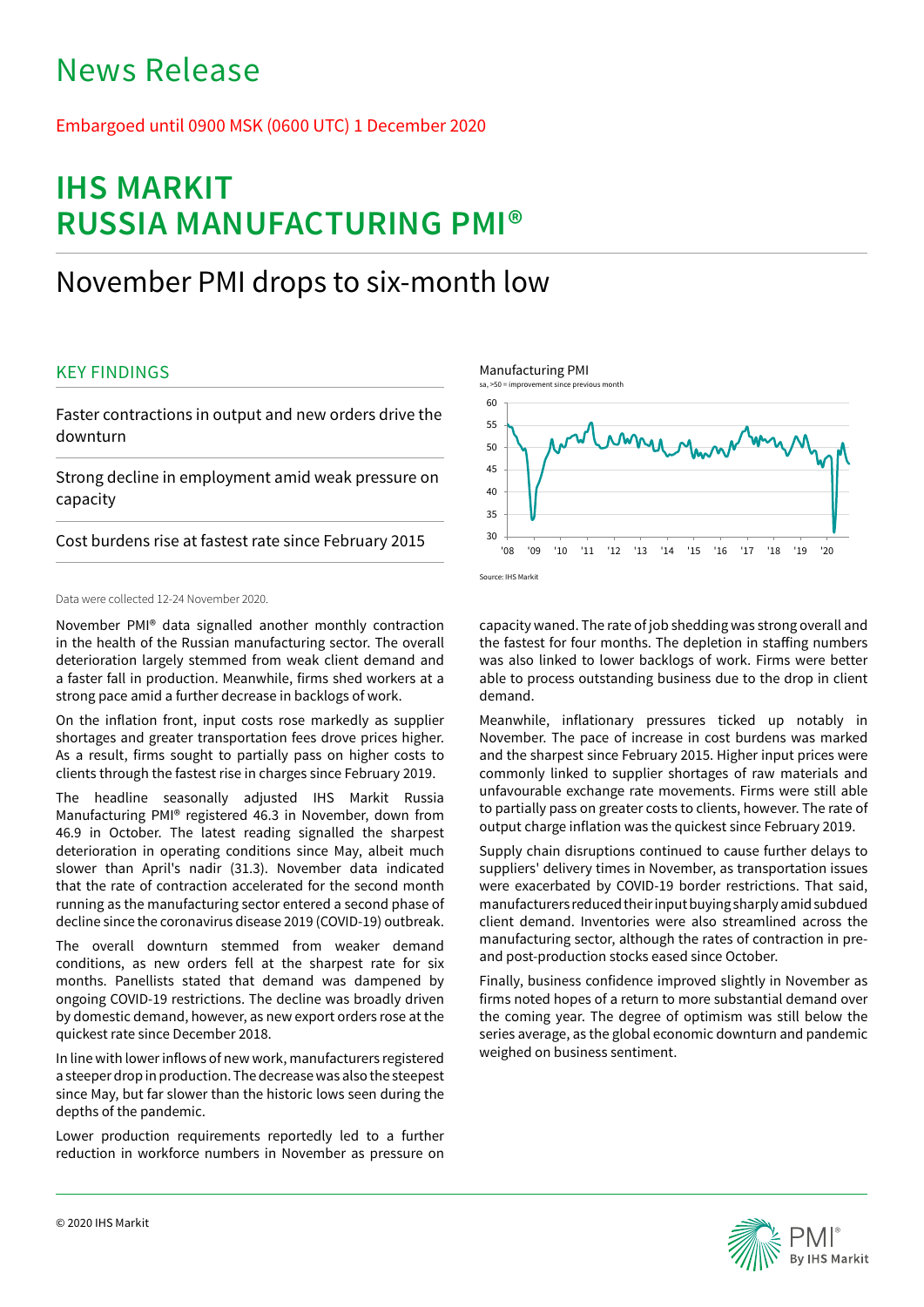# News Release

Embargoed until 0900 MSK (0600 UTC) 1 December 2020

# IHS MARKIT RUSSIA MANUFACTURING PMI®

## November PMI drops to six-month low

### KEY FINDINGS

Faster contractions in output and new orders drive the downturn

Strong decline in employment amid weak pressure on capacity

Cost burdens rise at fastest rate since February 2015

Manufacturing PMI

sa, >50 = improvement since previous month

Source: IHS Markit

Data were collected 12-24 November 2020.

November PMI® data signalled another monthly contraction in the health of the Russian manufacturing sector. The overall deterioration largely stemmed from weak client demand and a faster fall in production. Meanwhile, firms shed workers at a strong pace amid a further decrease in backlogs of work.

On the inflation front, input costs rose markedly as supplier shortages and greater transportation fees drove prices higher. As a result, firms sought to partially pass on higher costs to clients through the fastest rise in charges since February 2019.

The headline seasonally adjusted IHS Markit Russia Manufacturing PMI® registered 46.3 in November, down from 46.9 in October. The latest reading signalled the sharpest deterioration in operating conditions since May, albeit much slower than April's nadir (31.3). November data indicated that the rate of contraction accelerated for the second month running as the manufacturing sector entered a second phase of decline since the coronavirus disease 2019 (COVID-19) outbreak.

The overall downturn stemmed from weaker demand conditions, as new orders fell at the sharpest rate for six months. Panellists stated that demand was dampened by ongoing COVID-19 restrictions. The decline was broadly driven by domestic demand, however, as new export orders rose at the quickest rate since December 2018.

In line with lower inflows of new work, manufacturers registered a steeper drop in production. The decrease was also the steepest since May, but far slower than the historic lows seen during the depths of the pandemic.

Lower production requirements reportedly led to a further reduction in workforce numbers in November as pressure on capacity waned. The rate of job shedding was strong overall and the fastest for four months. The depletion in staffing numbers was also linked to lower backlogs of work. Firms were better able to process outstanding business due to the drop in client demand.

Meanwhile, inflationary pressures ticked up notably in November. The pace of increase in cost burdens was marked and the sharpest since February 2015. Higher input prices were commonly linked to supplier shortages of raw materials and unfavourable exchange rate movements. Firms were still able to partially pass on greater costs to clients, however. The rate of output charge inflation was the quickest since February 2019.

Supply chain disruptions continued to cause further delays to suppliers' delivery times in November, as transportation issues were exacerbated by COVID-19 border restrictions. That said, manufacturers reduced their input buying sharply amid subdued client demand. Inventories were also streamlined across the manufacturing sector, although the rates of contraction in pre- and post-production stocks eased since October.

Finally, business confidence improved slightly in November as firms noted hopes of a return to more substantial demand over the coming year. The degree of optimism was still below the series average, as the global economic downturn and pandemic weighed on business sentiment.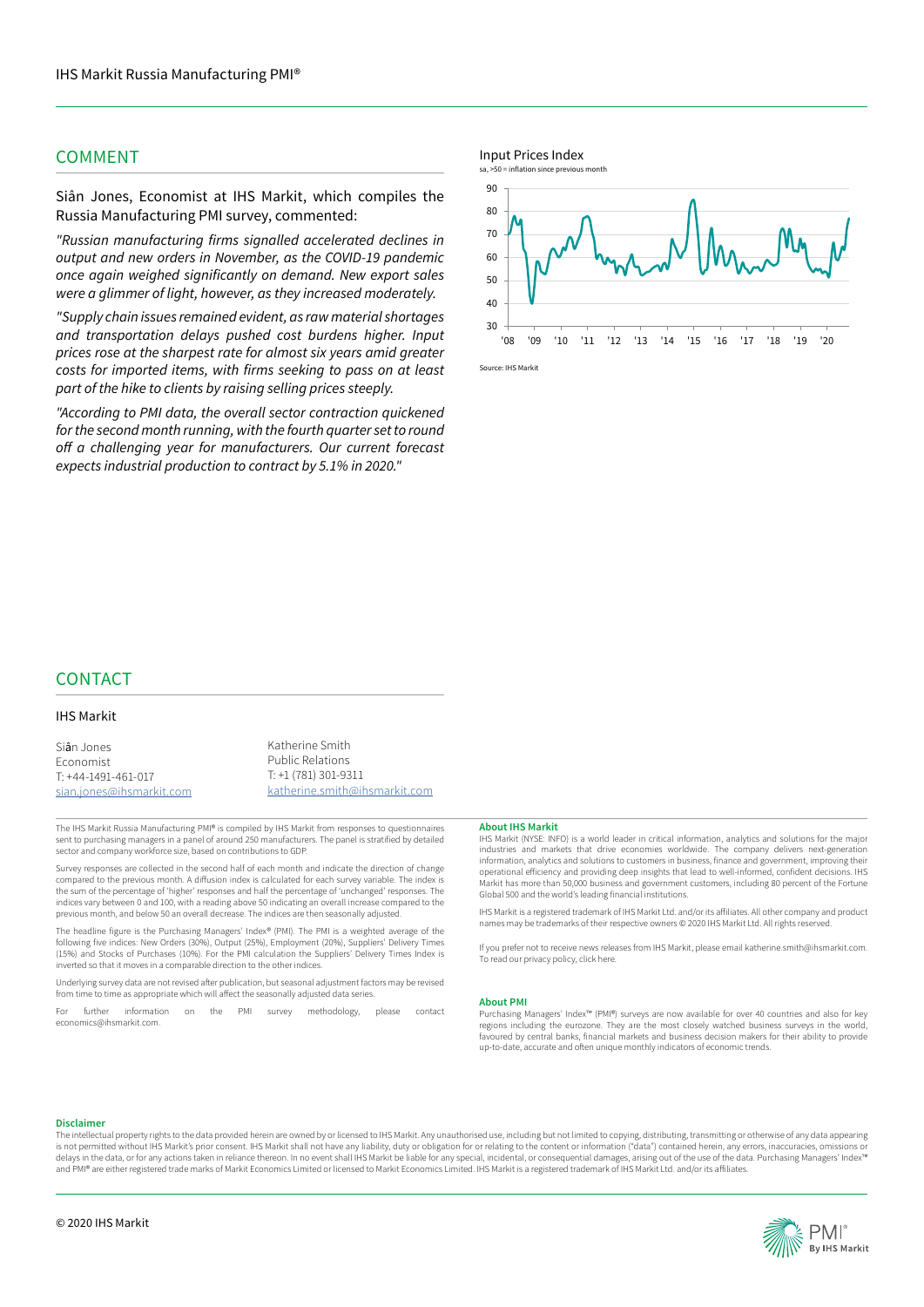## COMMENT

Siân Jones, Economist at IHS Markit, which compiles the Russia Manufacturing PMI survey, commented:

*"Russian manufacturing firms signalled accelerated declines in output and new orders in November, as the COVID-19 pandemic once again weighed significantly on demand. New export sales were a glimmer of light, however, as they increased moderately.*

*"Supply chain issues remained evident, as raw material shortages and transportation delays pushed cost burdens higher. Input prices rose at the sharpest rate for almost six years amid greater costs for imported items, with firms seeking to pass on at least part of the hike to clients by raising selling prices steeply.*

*"According to PMI data, the overall sector contraction quickened for the second month running, with the fourth quarter set to round off a challenging year for manufacturers. Our current forecast expects industrial production to contract by 5.1% in 2020."*

Input Prices Index

sa, >50 = inflation since previous month

90
80
70
60
50
40
30

'08 '09 '10 '11 '12 '13 '14 '15 '16 '17 '18 '19 '20

Source: IHS Markit

## CONTACT

### IHS Markit

Siân Jones
Economist
T: +44-1491-461-017
sian.jones@ihsmarkit.com

Katherine Smith
Public Relations
T: +1 (781) 301-9311
katherine.smith@ihsmarkit.com

The IHS Markit Russia Manufacturing PMI® is compiled by IHS Markit from responses to questionnaires sent to purchasing managers in a panel of around 250 manufacturers. The panel is stratified by detailed sector and company workforce size, based on contributions to GDP.

Survey responses are collected in the second half of each month and indicate the direction of change compared to the previous month. A diffusion index is calculated for each survey variable. The index is the sum of the percentage of 'higher' responses and half the percentage of 'unchanged' responses. The indices vary between 0 and 100, with a reading above 50 indicating an overall increase compared to the previous month, and below 50 an overall decrease. The indices are then seasonally adjusted.

The headline figure is the Purchasing Managers' Index® (PMI). The PMI is a weighted average of the following five indices: New Orders (30%), Output (25%), Employment (20%), Suppliers' Delivery Times (15%) and Stocks of Purchases (10%). For the PMI calculation the Suppliers' Delivery Times Index is inverted so that it moves in a comparable direction to the other indices.

Underlying survey data are not revised after publication, but seasonal adjustment factors may be revised from time to time as appropriate which will affect the seasonally adjusted data series.

For further information on the PMI survey methodology, please contact economics@ihsmarkit.com.

**About IHS Markit**

IHS Markit (NYSE: INFO) is a world leader in critical information, analytics and solutions for the major industries and markets that drive economies worldwide. The company delivers next-generation information, analytics and solutions to customers in business, finance and government, improving their operational efficiency and providing deep insights that lead to well-informed, confident decisions. IHS Markit has more than 50,000 business and government customers, including 80 percent of the Fortune Global 500 and the world's leading financial institutions.

IHS Markit is a registered trademark of IHS Markit Ltd. and/or its affiliates. All other company and product names may be trademarks of their respective owners © 2020 IHS Markit Ltd. All rights reserved.

If you prefer not to receive news releases from IHS Markit, please email katherine.smith@ihsmarkit.com. To read our privacy policy, click here.

**About PMI**

Purchasing Managers' Index™ (PMI®) surveys are now available for over 40 countries and also for key regions including the eurozone. They are the most closely watched business surveys in the world, favoured by central banks, financial markets and business decision makers for their ability to provide up-to-date, accurate and often unique monthly indicators of economic trends.

**Disclaimer**

The intellectual property rights to the data provided herein are owned by or licensed to IHS Markit. Any unauthorised use, including but not limited to copying, distributing, transmitting or otherwise of any data appearing is not permitted without IHS Markit's prior consent. IHS Markit shall not have any liability, duty or obligation for or relating to the content or information ("data") contained herein, any errors, inaccuracies, omissions or delays in the data, or for any actions taken in reliance thereon. In no event shall IHS Markit be liable for any special, incidental, or consequential damages, arising out of the use of the data. Purchasing Managers' Index™ and PMI® are either registered trade marks of Markit Economics Limited or licensed to Markit Economics Limited. IHS Markit is a registered trademark of IHS Markit Ltd. and/or its affiliates.

© 2020 IHS Markit